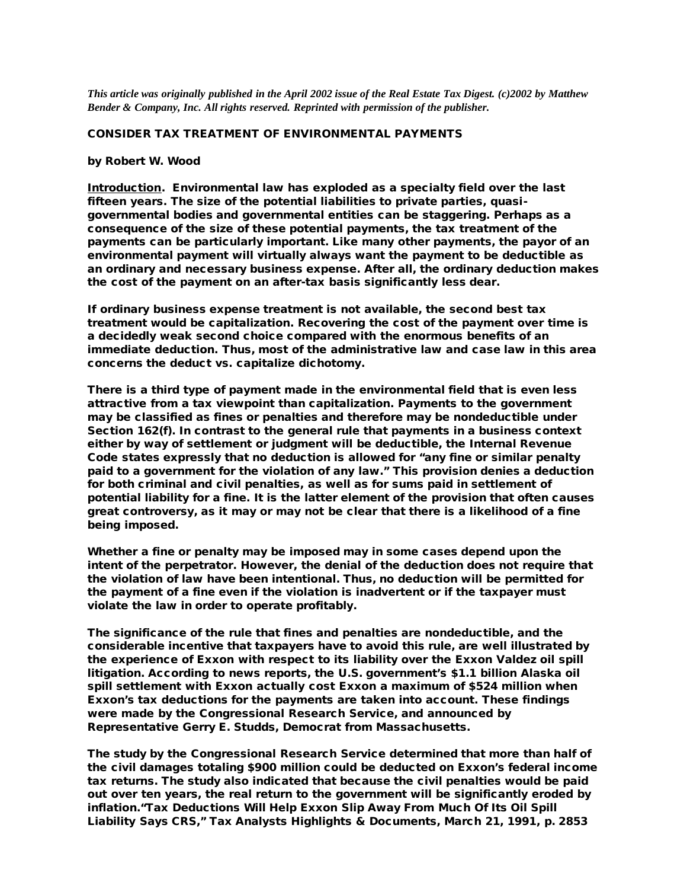*This article was originally published in the April 2002 issue of the Real Estate Tax Digest. (c)2002 by Matthew Bender & Company, Inc. All rights reserved. Reprinted with permission of the publisher.*

# CONSIDER TAX TREATMENT OF ENVIRONMENTAL PAYMENTS

by Robert W. Wood

Introduction. Environmental law has exploded as a specialty field over the last fifteen years. The size of the potential liabilities to private parties, quasi-governmental bodies and governmental entities can be staggering. Perhaps as a consequence of the size of these potential payments, the tax treatment of the payments can be particularly important. Like many other payments, the payor of an environmental payment will virtually always want the payment to be deductible as an ordinary and necessary business expense. After all, the ordinary deduction makes the cost of the payment on an after-tax basis significantly less dear.

If ordinary business expense treatment is not available, the second best tax treatment would be capitalization. Recovering the cost of the payment over time is a decidedly weak second choice compared with the enormous benefits of an immediate deduction. Thus, most of the administrative law and case law in this area concerns the deduct vs. capitalize dichotomy.

There is a third type of payment made in the environmental field that is even less attractive from a tax viewpoint than capitalization. Payments to the government may be classified as fines or penalties and therefore may be nondeductible under Section 162(f). In contrast to the general rule that payments in a business context either by way of settlement or judgment will be deductible, the Internal Revenue Code states expressly that no deduction is allowed for "any fine or similar penalty paid to a government for the violation of any law." This provision denies a deduction for both criminal and civil penalties, as well as for sums paid in settlement of potential liability for a fine. It is the latter element of the provision that often causes great controversy, as it may or may not be clear that there is a likelihood of a fine being imposed.

Whether a fine or penalty may be imposed may in some cases depend upon the intent of the perpetrator. However, the denial of the deduction does not require that the violation of law have been intentional. Thus, no deduction will be permitted for the payment of a fine even if the violation is inadvertent or if the taxpayer must violate the law in order to operate profitably.

The significance of the rule that fines and penalties are nondeductible, and the considerable incentive that taxpayers have to avoid this rule, are well illustrated by the experience of Exxon with respect to its liability over the Exxon Valdez oil spill litigation. According to news reports, the U.S. government's $1.1 billion Alaska oil spill settlement with Exxon actually cost Exxon a maximum of $524 million when Exxon's tax deductions for the payments are taken into account. These findings were made by the Congressional Research Service, and announced by Representative Gerry E. Studds, Democrat from Massachusetts.

The study by the Congressional Research Service determined that more than half of the civil damages totaling $900 million could be deducted on Exxon's federal income tax returns. The study also indicated that because the civil penalties would be paid out over ten years, the real return to the government will be significantly eroded by inflation."Tax Deductions Will Help Exxon Slip Away From Much Of Its Oil Spill Liability Says CRS," Tax Analysts Highlights & Documents, March 21, 1991, p. 2853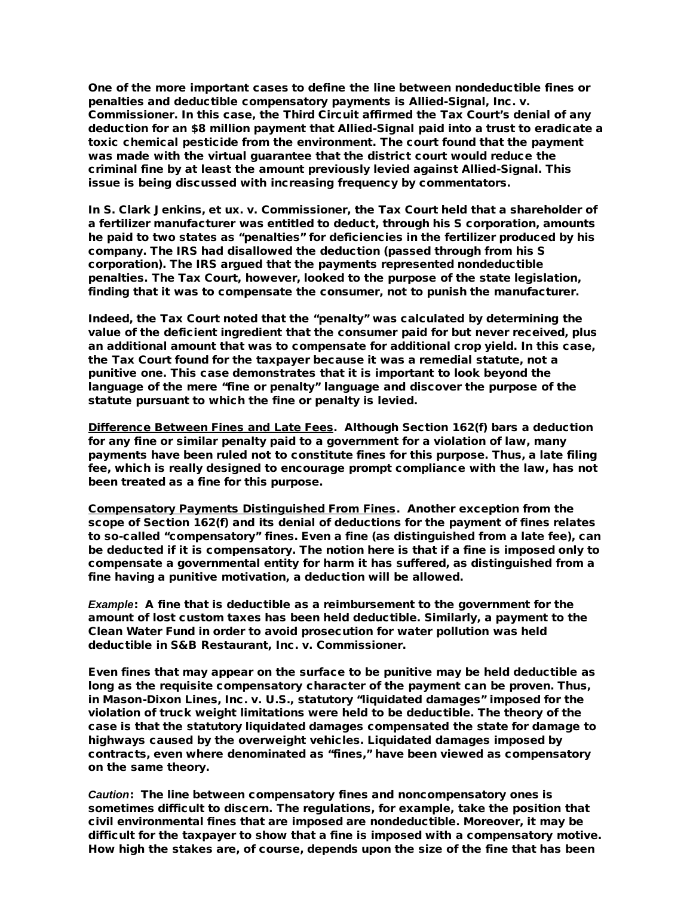One of the more important cases to define the line between nondeductible fines or penalties and deductible compensatory payments is Allied-Signal, Inc. v. Commissioner. In this case, the Third Circuit affirmed the Tax Court's denial of any deduction for an $8 million payment that Allied-Signal paid into a trust to eradicate a toxic chemical pesticide from the environment. The court found that the payment was made with the virtual guarantee that the district court would reduce the criminal fine by at least the amount previously levied against Allied-Signal. This issue is being discussed with increasing frequency by commentators.

In S. Clark Jenkins, et ux. v. Commissioner, the Tax Court held that a shareholder of a fertilizer manufacturer was entitled to deduct, through his S corporation, amounts he paid to two states as "penalties" for deficiencies in the fertilizer produced by his company. The IRS had disallowed the deduction (passed through from his S corporation). The IRS argued that the payments represented nondeductible penalties. The Tax Court, however, looked to the purpose of the state legislation, finding that it was to compensate the consumer, not to punish the manufacturer.

Indeed, the Tax Court noted that the "penalty" was calculated by determining the value of the deficient ingredient that the consumer paid for but never received, plus an additional amount that was to compensate for additional crop yield. In this case, the Tax Court found for the taxpayer because it was a remedial statute, not a punitive one. This case demonstrates that it is important to look beyond the language of the mere "fine or penalty" language and discover the purpose of the statute pursuant to which the fine or penalty is levied.

<u>Difference Between Fines and Late Fees</u>. Although Section 162(f) bars a deduction for any fine or similar penalty paid to a government for a violation of law, many payments have been ruled not to constitute fines for this purpose. Thus, a late filing fee, which is really designed to encourage prompt compliance with the law, has not been treated as a fine for this purpose.

<u>Compensatory Payments Distinguished From Fines</u>. Another exception from the scope of Section 162(f) and its denial of deductions for the payment of fines relates to so-called "compensatory" fines. Even a fine (as distinguished from a late fee), can be deducted if it is compensatory. The notion here is that if a fine is imposed only to compensate a governmental entity for harm it has suffered, as distinguished from a fine having a punitive motivation, a deduction will be allowed.

*Example*: A fine that is deductible as a reimbursement to the government for the amount of lost custom taxes has been held deductible. Similarly, a payment to the Clean Water Fund in order to avoid prosecution for water pollution was held deductible in S&B Restaurant, Inc. v. Commissioner.

Even fines that may appear on the surface to be punitive may be held deductible as long as the requisite compensatory character of the payment can be proven. Thus, in Mason-Dixon Lines, Inc. v. U.S., statutory "liquidated damages" imposed for the violation of truck weight limitations were held to be deductible. The theory of the case is that the statutory liquidated damages compensated the state for damage to highways caused by the overweight vehicles. Liquidated damages imposed by contracts, even where denominated as "fines," have been viewed as compensatory on the same theory.

*Caution*: The line between compensatory fines and noncompensatory ones is sometimes difficult to discern. The regulations, for example, take the position that civil environmental fines that are imposed are nondeductible. Moreover, it may be difficult for the taxpayer to show that a fine is imposed with a compensatory motive. How high the stakes are, of course, depends upon the size of the fine that has been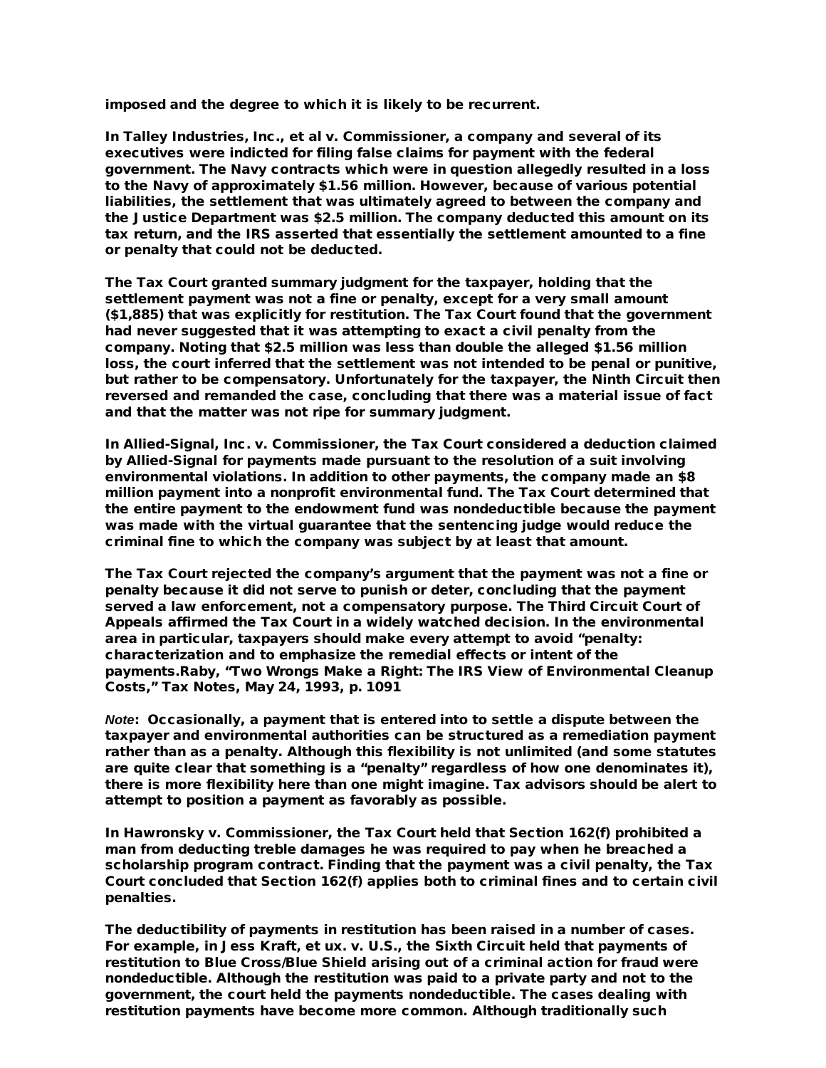imposed and the degree to which it is likely to be recurrent.

In Talley Industries, Inc., et al v. Commissioner, a company and several of its executives were indicted for filing false claims for payment with the federal government. The Navy contracts which were in question allegedly resulted in a loss to the Navy of approximately $1.56 million. However, because of various potential liabilities, the settlement that was ultimately agreed to between the company and the Justice Department was $2.5 million. The company deducted this amount on its tax return, and the IRS asserted that essentially the settlement amounted to a fine or penalty that could not be deducted.

The Tax Court granted summary judgment for the taxpayer, holding that the settlement payment was not a fine or penalty, except for a very small amount ($1,885) that was explicitly for restitution. The Tax Court found that the government had never suggested that it was attempting to exact a civil penalty from the company. Noting that $2.5 million was less than double the alleged $1.56 million loss, the court inferred that the settlement was not intended to be penal or punitive, but rather to be compensatory. Unfortunately for the taxpayer, the Ninth Circuit then reversed and remanded the case, concluding that there was a material issue of fact and that the matter was not ripe for summary judgment.

In Allied-Signal, Inc. v. Commissioner, the Tax Court considered a deduction claimed by Allied-Signal for payments made pursuant to the resolution of a suit involving environmental violations. In addition to other payments, the company made an $8 million payment into a nonprofit environmental fund. The Tax Court determined that the entire payment to the endowment fund was nondeductible because the payment was made with the virtual guarantee that the sentencing judge would reduce the criminal fine to which the company was subject by at least that amount.

The Tax Court rejected the company's argument that the payment was not a fine or penalty because it did not serve to punish or deter, concluding that the payment served a law enforcement, not a compensatory purpose. The Third Circuit Court of Appeals affirmed the Tax Court in a widely watched decision. In the environmental area in particular, taxpayers should make every attempt to avoid "penalty: characterization and to emphasize the remedial effects or intent of the payments.Raby, "Two Wrongs Make a Right: The IRS View of Environmental Cleanup Costs," Tax Notes, May 24, 1993, p. 1091

*Note*: Occasionally, a payment that is entered into to settle a dispute between the taxpayer and environmental authorities can be structured as a remediation payment rather than as a penalty. Although this flexibility is not unlimited (and some statutes are quite clear that something is a "penalty" regardless of how one denominates it), there is more flexibility here than one might imagine. Tax advisors should be alert to attempt to position a payment as favorably as possible.

In Hawronsky v. Commissioner, the Tax Court held that Section 162(f) prohibited a man from deducting treble damages he was required to pay when he breached a scholarship program contract. Finding that the payment was a civil penalty, the Tax Court concluded that Section 162(f) applies both to criminal fines and to certain civil penalties.

The deductibility of payments in restitution has been raised in a number of cases. For example, in Jess Kraft, et ux. v. U.S., the Sixth Circuit held that payments of restitution to Blue Cross/Blue Shield arising out of a criminal action for fraud were nondeductible. Although the restitution was paid to a private party and not to the government, the court held the payments nondeductible. The cases dealing with restitution payments have become more common. Although traditionally such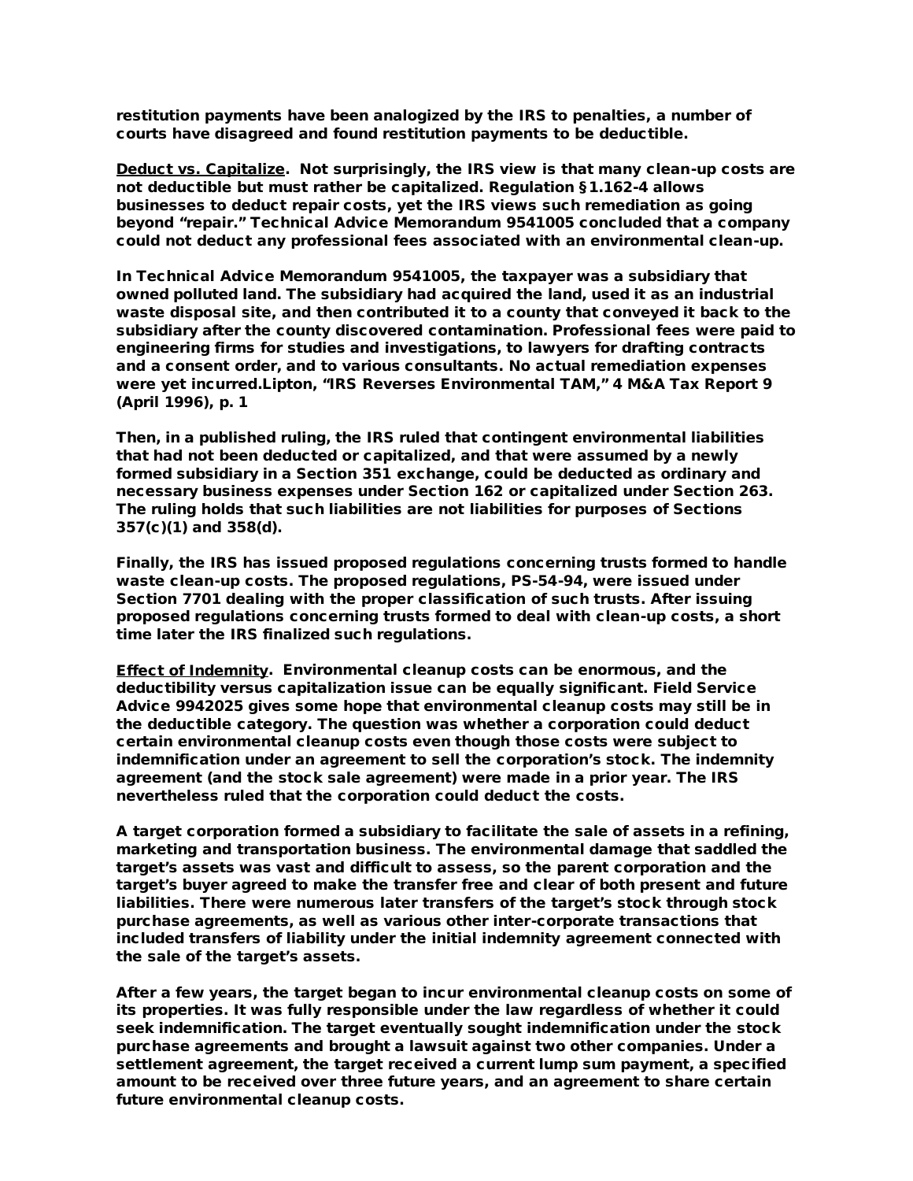**restitution payments have been analogized by the IRS to penalties, a number of courts have disagreed and found restitution payments to be deductible.**

**<u>Deduct vs. Capitalize</u>. Not surprisingly, the IRS view is that many clean-up costs are not deductible but must rather be capitalized. Regulation §1.162-4 allows businesses to deduct repair costs, yet the IRS views such remediation as going beyond "repair." Technical Advice Memorandum 9541005 concluded that a company could not deduct any professional fees associated with an environmental clean-up.**

**In Technical Advice Memorandum 9541005, the taxpayer was a subsidiary that owned polluted land. The subsidiary had acquired the land, used it as an industrial waste disposal site, and then contributed it to a county that conveyed it back to the subsidiary after the county discovered contamination. Professional fees were paid to engineering firms for studies and investigations, to lawyers for drafting contracts and a consent order, and to various consultants. No actual remediation expenses were yet incurred.Lipton, "IRS Reverses Environmental TAM," 4 M&A Tax Report 9 (April 1996), p. 1**

**Then, in a published ruling, the IRS ruled that contingent environmental liabilities that had not been deducted or capitalized, and that were assumed by a newly formed subsidiary in a Section 351 exchange, could be deducted as ordinary and necessary business expenses under Section 162 or capitalized under Section 263. The ruling holds that such liabilities are not liabilities for purposes of Sections 357(c)(1) and 358(d).**

**Finally, the IRS has issued proposed regulations concerning trusts formed to handle waste clean-up costs. The proposed regulations, PS-54-94, were issued under Section 7701 dealing with the proper classification of such trusts. After issuing proposed regulations concerning trusts formed to deal with clean-up costs, a short time later the IRS finalized such regulations.**

**<u>Effect of Indemnity</u>. Environmental cleanup costs can be enormous, and the deductibility versus capitalization issue can be equally significant. Field Service Advice 9942025 gives some hope that environmental cleanup costs may still be in the deductible category. The question was whether a corporation could deduct certain environmental cleanup costs even though those costs were subject to indemnification under an agreement to sell the corporation's stock. The indemnity agreement (and the stock sale agreement) were made in a prior year. The IRS nevertheless ruled that the corporation could deduct the costs.**

**A target corporation formed a subsidiary to facilitate the sale of assets in a refining, marketing and transportation business. The environmental damage that saddled the target's assets was vast and difficult to assess, so the parent corporation and the target's buyer agreed to make the transfer free and clear of both present and future liabilities. There were numerous later transfers of the target's stock through stock purchase agreements, as well as various other inter-corporate transactions that included transfers of liability under the initial indemnity agreement connected with the sale of the target's assets.**

**After a few years, the target began to incur environmental cleanup costs on some of its properties. It was fully responsible under the law regardless of whether it could seek indemnification. The target eventually sought indemnification under the stock purchase agreements and brought a lawsuit against two other companies. Under a settlement agreement, the target received a current lump sum payment, a specified amount to be received over three future years, and an agreement to share certain future environmental cleanup costs.**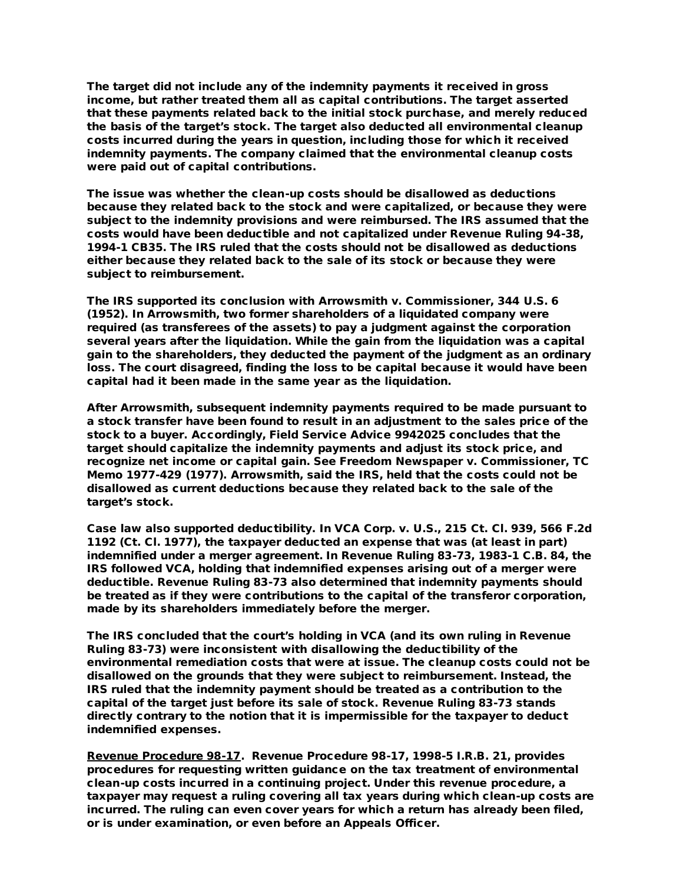The target did not include any of the indemnity payments it received in gross income, but rather treated them all as capital contributions. The target asserted that these payments related back to the initial stock purchase, and merely reduced the basis of the target's stock. The target also deducted all environmental cleanup costs incurred during the years in question, including those for which it received indemnity payments. The company claimed that the environmental cleanup costs were paid out of capital contributions.

The issue was whether the clean-up costs should be disallowed as deductions because they related back to the stock and were capitalized, or because they were subject to the indemnity provisions and were reimbursed. The IRS assumed that the costs would have been deductible and not capitalized under Revenue Ruling 94-38, 1994-1 CB35. The IRS ruled that the costs should not be disallowed as deductions either because they related back to the sale of its stock or because they were subject to reimbursement.

The IRS supported its conclusion with Arrowsmith v. Commissioner, 344 U.S. 6 (1952). In Arrowsmith, two former shareholders of a liquidated company were required (as transferees of the assets) to pay a judgment against the corporation several years after the liquidation. While the gain from the liquidation was a capital gain to the shareholders, they deducted the payment of the judgment as an ordinary loss. The court disagreed, finding the loss to be capital because it would have been capital had it been made in the same year as the liquidation.

After Arrowsmith, subsequent indemnity payments required to be made pursuant to a stock transfer have been found to result in an adjustment to the sales price of the stock to a buyer. Accordingly, Field Service Advice 9942025 concludes that the target should capitalize the indemnity payments and adjust its stock price, and recognize net income or capital gain. See Freedom Newspaper v. Commissioner, TC Memo 1977-429 (1977). Arrowsmith, said the IRS, held that the costs could not be disallowed as current deductions because they related back to the sale of the target's stock.

Case law also supported deductibility. In VCA Corp. v. U.S., 215 Ct. Cl. 939, 566 F.2d 1192 (Ct. Cl. 1977), the taxpayer deducted an expense that was (at least in part) indemnified under a merger agreement. In Revenue Ruling 83-73, 1983-1 C.B. 84, the IRS followed VCA, holding that indemnified expenses arising out of a merger were deductible. Revenue Ruling 83-73 also determined that indemnity payments should be treated as if they were contributions to the capital of the transferor corporation, made by its shareholders immediately before the merger.

The IRS concluded that the court's holding in VCA (and its own ruling in Revenue Ruling 83-73) were inconsistent with disallowing the deductibility of the environmental remediation costs that were at issue. The cleanup costs could not be disallowed on the grounds that they were subject to reimbursement. Instead, the IRS ruled that the indemnity payment should be treated as a contribution to the capital of the target just before its sale of stock. Revenue Ruling 83-73 stands directly contrary to the notion that it is impermissible for the taxpayer to deduct indemnified expenses.

<u>Revenue Procedure 98-17</u>. Revenue Procedure 98-17, 1998-5 I.R.B. 21, provides procedures for requesting written guidance on the tax treatment of environmental clean-up costs incurred in a continuing project. Under this revenue procedure, a taxpayer may request a ruling covering all tax years during which clean-up costs are incurred. The ruling can even cover years for which a return has already been filed, or is under examination, or even before an Appeals Officer.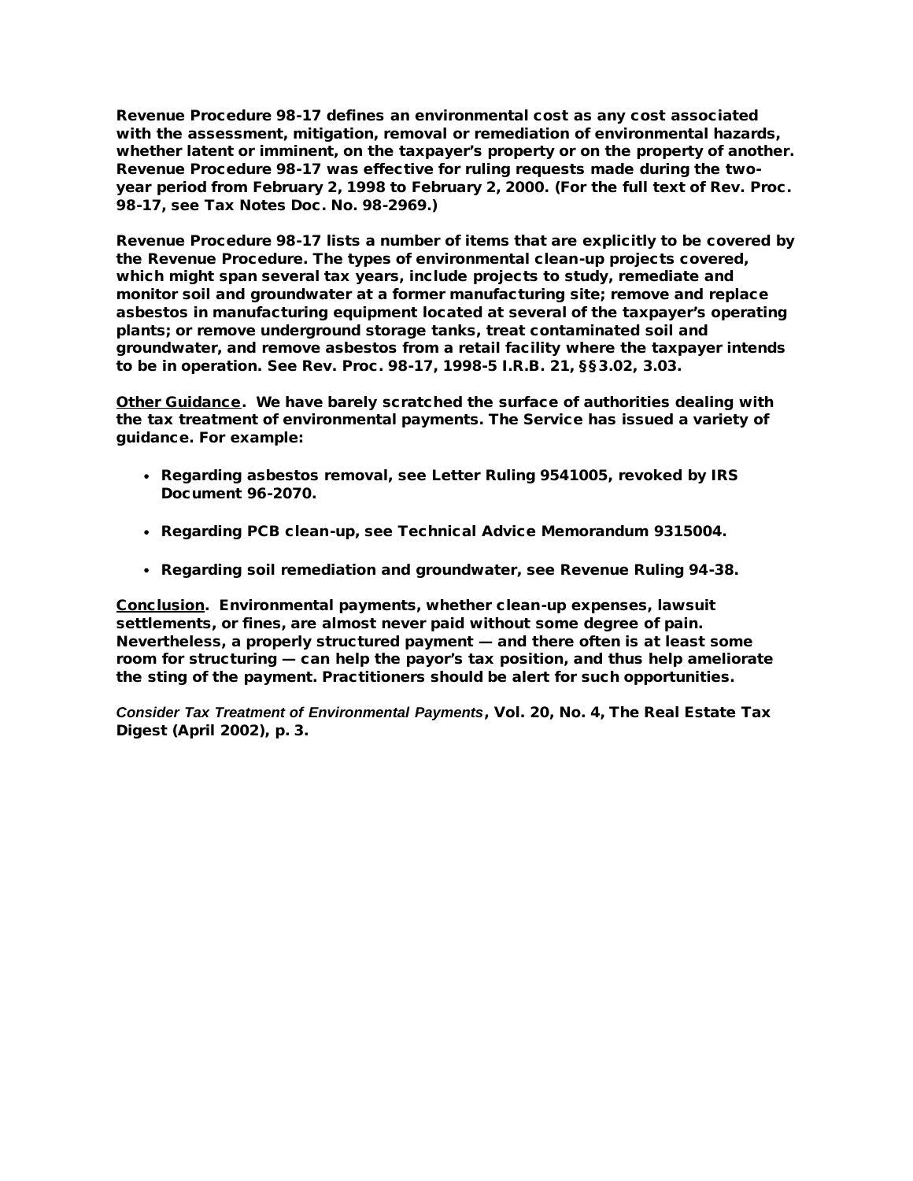Revenue Procedure 98-17 defines an environmental cost as any cost associated with the assessment, mitigation, removal or remediation of environmental hazards, whether latent or imminent, on the taxpayer's property or on the property of another. Revenue Procedure 98-17 was effective for ruling requests made during the two-year period from February 2, 1998 to February 2, 2000. (For the full text of Rev. Proc. 98-17, see Tax Notes Doc. No. 98-2969.)

Revenue Procedure 98-17 lists a number of items that are explicitly to be covered by the Revenue Procedure. The types of environmental clean-up projects covered, which might span several tax years, include projects to study, remediate and monitor soil and groundwater at a former manufacturing site; remove and replace asbestos in manufacturing equipment located at several of the taxpayer's operating plants; or remove underground storage tanks, treat contaminated soil and groundwater, and remove asbestos from a retail facility where the taxpayer intends to be in operation. See Rev. Proc. 98-17, 1998-5 I.R.B. 21, §§3.02, 3.03.

**Other Guidance.** We have barely scratched the surface of authorities dealing with the tax treatment of environmental payments. The Service has issued a variety of guidance. For example:

- Regarding asbestos removal, see Letter Ruling 9541005, revoked by IRS Document 96-2070.
- Regarding PCB clean-up, see Technical Advice Memorandum 9315004.
- Regarding soil remediation and groundwater, see Revenue Ruling 94-38.

**Conclusion.** Environmental payments, whether clean-up expenses, lawsuit settlements, or fines, are almost never paid without some degree of pain. Nevertheless, a properly structured payment — and there often is at least some room for structuring — can help the payor's tax position, and thus help ameliorate the sting of the payment. Practitioners should be alert for such opportunities.

*Consider Tax Treatment of Environmental Payments*, Vol. 20, No. 4, The Real Estate Tax Digest (April 2002), p. 3.